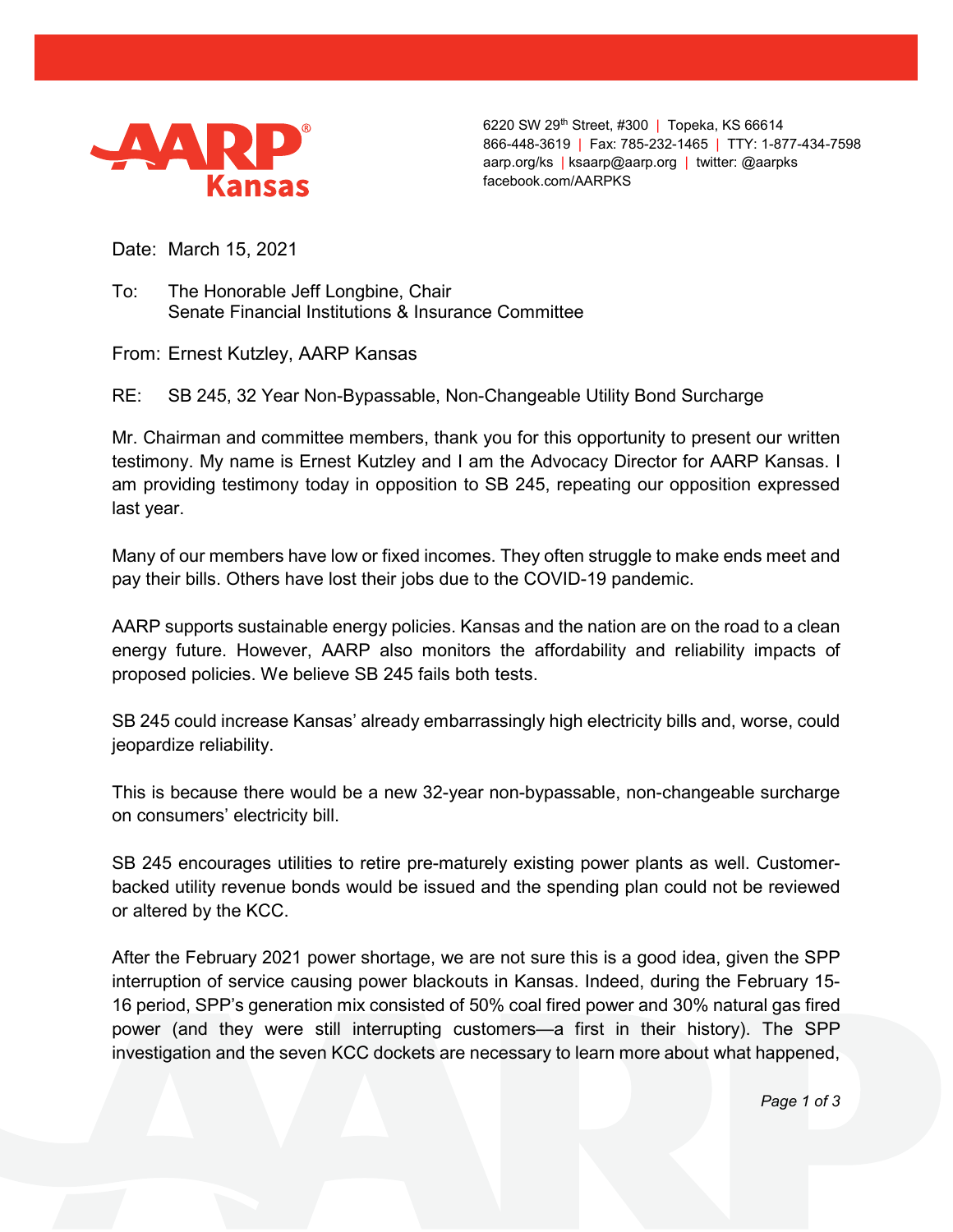**AARP Kansas**

6220 SW 29th Street, #300 | Topeka, KS 66614
866-448-3619 | Fax: 785-232-1465 | TTY: 1-877-434-7598
aarp.org/ks | ksaarp@aarp.org | twitter: @aarpks
facebook.com/AARPKS

Date: March 15, 2021

To: The Honorable Jeff Longbine, Chair
Senate Financial Institutions & Insurance Committee

From: Ernest Kutzley, AARP Kansas

RE: SB 245, 32 Year Non-Bypassable, Non-Changeable Utility Bond Surcharge

Mr. Chairman and committee members, thank you for this opportunity to present our written testimony. My name is Ernest Kutzley and I am the Advocacy Director for AARP Kansas. I am providing testimony today in opposition to SB 245, repeating our opposition expressed last year.

Many of our members have low or fixed incomes. They often struggle to make ends meet and pay their bills. Others have lost their jobs due to the COVID-19 pandemic.

AARP supports sustainable energy policies. Kansas and the nation are on the road to a clean energy future. However, AARP also monitors the affordability and reliability impacts of proposed policies. We believe SB 245 fails both tests.

SB 245 could increase Kansas' already embarrassingly high electricity bills and, worse, could jeopardize reliability.

This is because there would be a new 32-year non-bypassable, non-changeable surcharge on consumers' electricity bill.

SB 245 encourages utilities to retire pre-maturely existing power plants as well. Customer-backed utility revenue bonds would be issued and the spending plan could not be reviewed or altered by the KCC.

After the February 2021 power shortage, we are not sure this is a good idea, given the SPP interruption of service causing power blackouts in Kansas. Indeed, during the February 15-16 period, SPP's generation mix consisted of 50% coal fired power and 30% natural gas fired power (and they were still interrupting customers—a first in their history). The SPP investigation and the seven KCC dockets are necessary to learn more about what happened,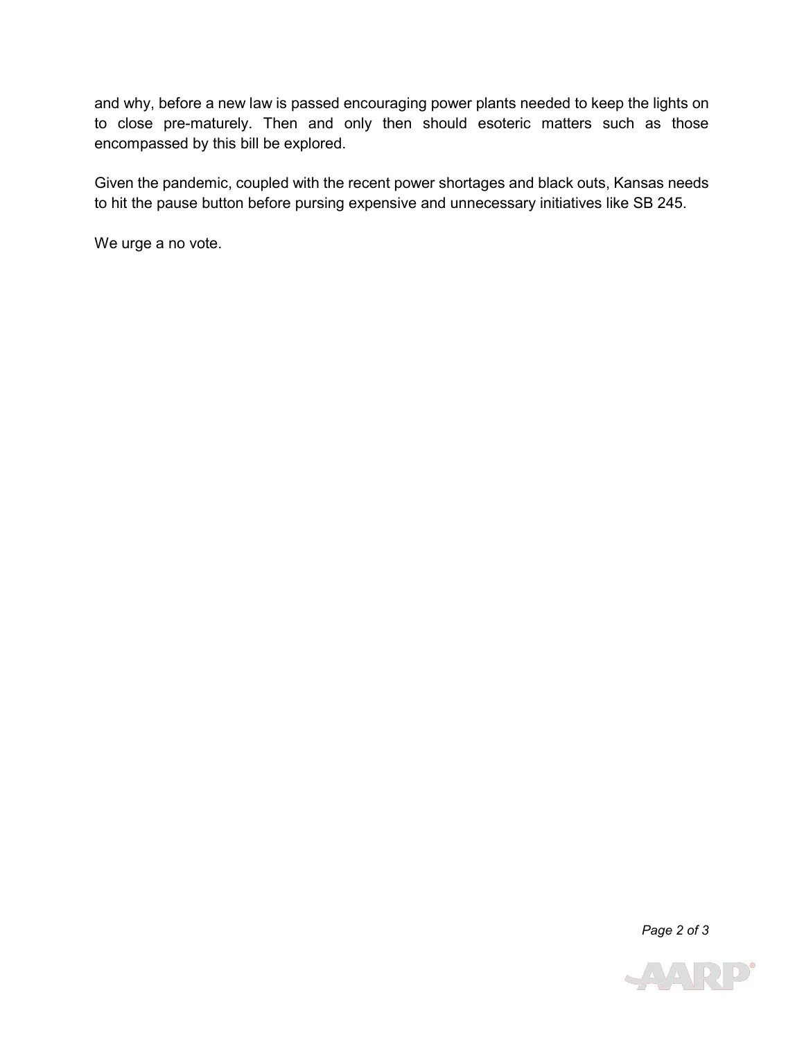and why, before a new law is passed encouraging power plants needed to keep the lights on to close pre-maturely. Then and only then should esoteric matters such as those encompassed by this bill be explored.

Given the pandemic, coupled with the recent power shortages and black outs, Kansas needs to hit the pause button before pursing expensive and unnecessary initiatives like SB 245.

We urge a no vote.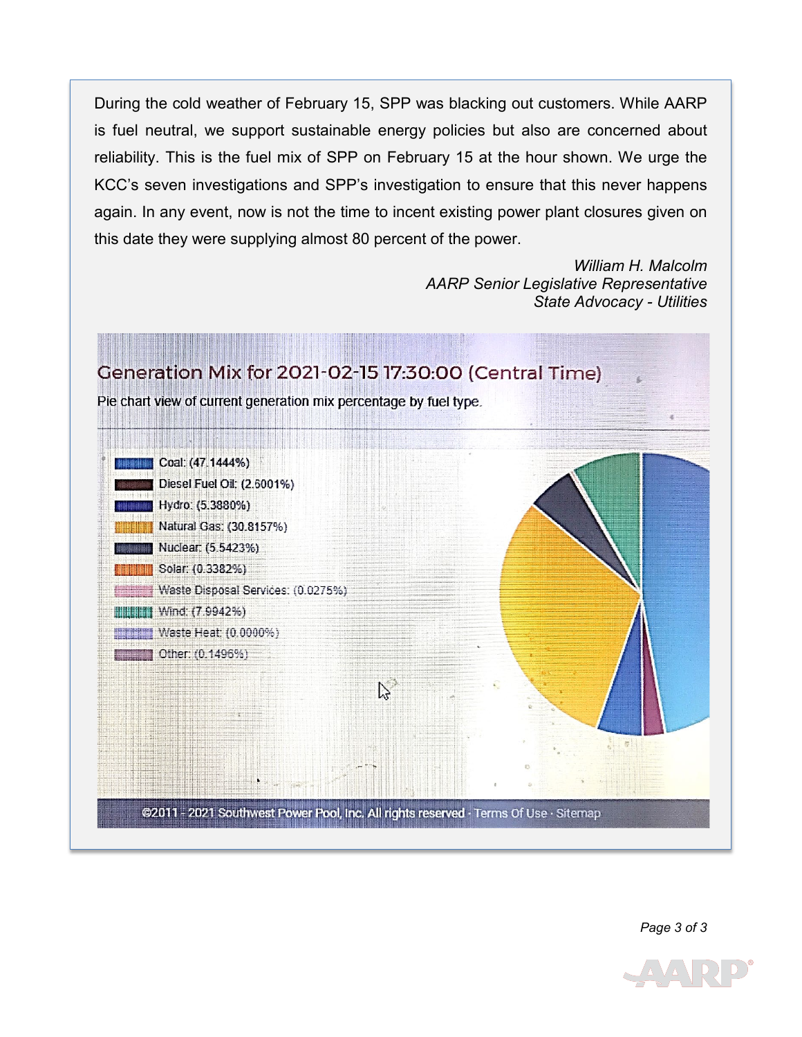During the cold weather of February 15, SPP was blacking out customers. While AARP is fuel neutral, we support sustainable energy policies but also are concerned about reliability. This is the fuel mix of SPP on February 15 at the hour shown. We urge the KCC's seven investigations and SPP's investigation to ensure that this never happens again. In any event, now is not the time to incent existing power plant closures given on this date they were supplying almost 80 percent of the power.

*William H. Malcolm*
*AARP Senior Legislative Representative*
*State Advocacy - Utilities*

Generation Mix for 2021-02-15 17:30:00 (Central Time)

Pie chart view of current generation mix percentage by fuel type.

Coal: (47.1444%)
Diesel Fuel Oil: (2.6001%)
Hydro: (5.3880%)
Natural Gas: (30.8157%)
Nuclear: (5.5423%)
Solar: (0.3382%)
Waste Disposal Services: (0.0275%)
Wind: (7.9942%)
Waste Heat: (0.0000%)
Other: (0.1496%)

©2011 - 2021 Southwest Power Pool, Inc. All rights reserved · Terms Of Use · Sitemap